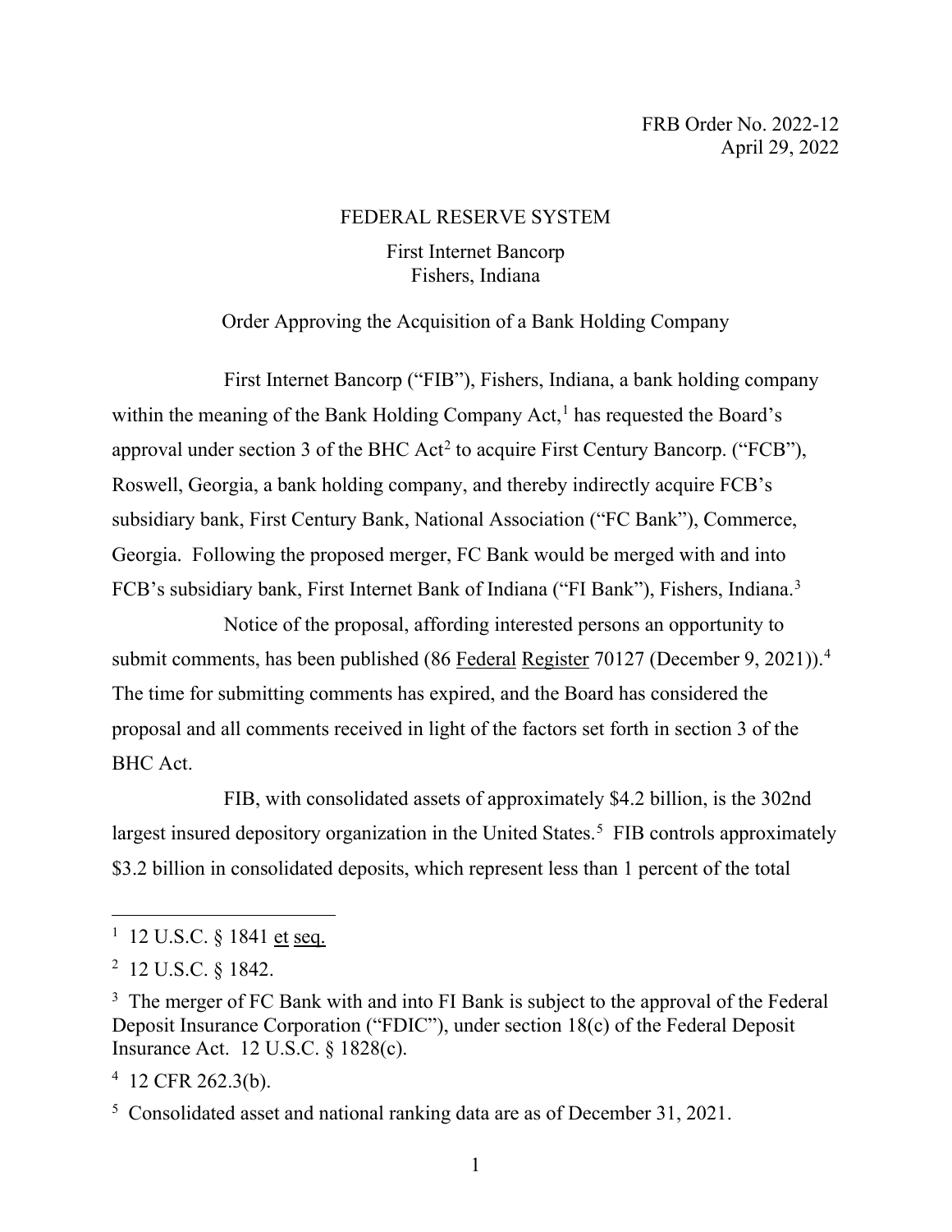FRB Order No. 2022-12
April 29, 2022

FEDERAL RESERVE SYSTEM

First Internet Bancorp
Fishers, Indiana

Order Approving the Acquisition of a Bank Holding Company

First Internet Bancorp ("FIB"), Fishers, Indiana, a bank holding company within the meaning of the Bank Holding Company Act,[1] has requested the Board's approval under section 3 of the BHC Act[2] to acquire First Century Bancorp. ("FCB"), Roswell, Georgia, a bank holding company, and thereby indirectly acquire FCB's subsidiary bank, First Century Bank, National Association ("FC Bank"), Commerce, Georgia. Following the proposed merger, FC Bank would be merged with and into FCB's subsidiary bank, First Internet Bank of Indiana ("FI Bank"), Fishers, Indiana.[3]

Notice of the proposal, affording interested persons an opportunity to submit comments, has been published (86 Federal Register 70127 (December 9, 2021)).[4] The time for submitting comments has expired, and the Board has considered the proposal and all comments received in light of the factors set forth in section 3 of the BHC Act.

FIB, with consolidated assets of approximately $4.2 billion, is the 302nd largest insured depository organization in the United States.[5] FIB controls approximately $3.2 billion in consolidated deposits, which represent less than 1 percent of the total

---

[1] 12 U.S.C. § 1841 et seq.

[2] 12 U.S.C. § 1842.

[3] The merger of FC Bank with and into FI Bank is subject to the approval of the Federal Deposit Insurance Corporation ("FDIC"), under section 18(c) of the Federal Deposit Insurance Act. 12 U.S.C. § 1828(c).

[4] 12 CFR 262.3(b).

[5] Consolidated asset and national ranking data are as of December 31, 2021.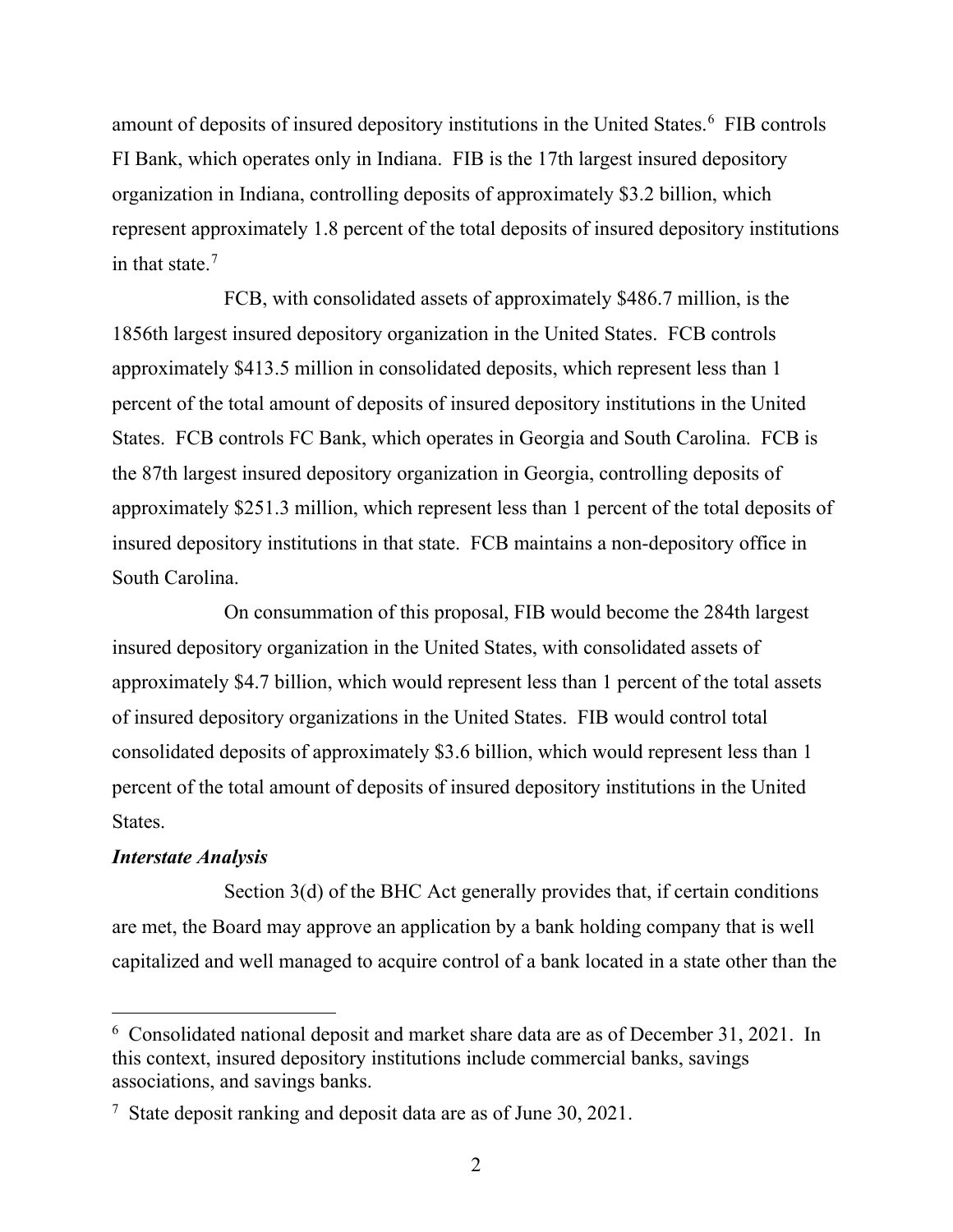amount of deposits of insured depository institutions in the United States.[6] FIB controls FI Bank, which operates only in Indiana. FIB is the 17th largest insured depository organization in Indiana, controlling deposits of approximately $3.2 billion, which represent approximately 1.8 percent of the total deposits of insured depository institutions in that state.[7]

FCB, with consolidated assets of approximately $486.7 million, is the 1856th largest insured depository organization in the United States. FCB controls approximately $413.5 million in consolidated deposits, which represent less than 1 percent of the total amount of deposits of insured depository institutions in the United States. FCB controls FC Bank, which operates in Georgia and South Carolina. FCB is the 87th largest insured depository organization in Georgia, controlling deposits of approximately $251.3 million, which represent less than 1 percent of the total deposits of insured depository institutions in that state. FCB maintains a non-depository office in South Carolina.

On consummation of this proposal, FIB would become the 284th largest insured depository organization in the United States, with consolidated assets of approximately $4.7 billion, which would represent less than 1 percent of the total assets of insured depository organizations in the United States. FIB would control total consolidated deposits of approximately $3.6 billion, which would represent less than 1 percent of the total amount of deposits of insured depository institutions in the United States.

***Interstate Analysis***

Section 3(d) of the BHC Act generally provides that, if certain conditions are met, the Board may approve an application by a bank holding company that is well capitalized and well managed to acquire control of a bank located in a state other than the

---

[6] Consolidated national deposit and market share data are as of December 31, 2021. In this context, insured depository institutions include commercial banks, savings associations, and savings banks.

[7] State deposit ranking and deposit data are as of June 30, 2021.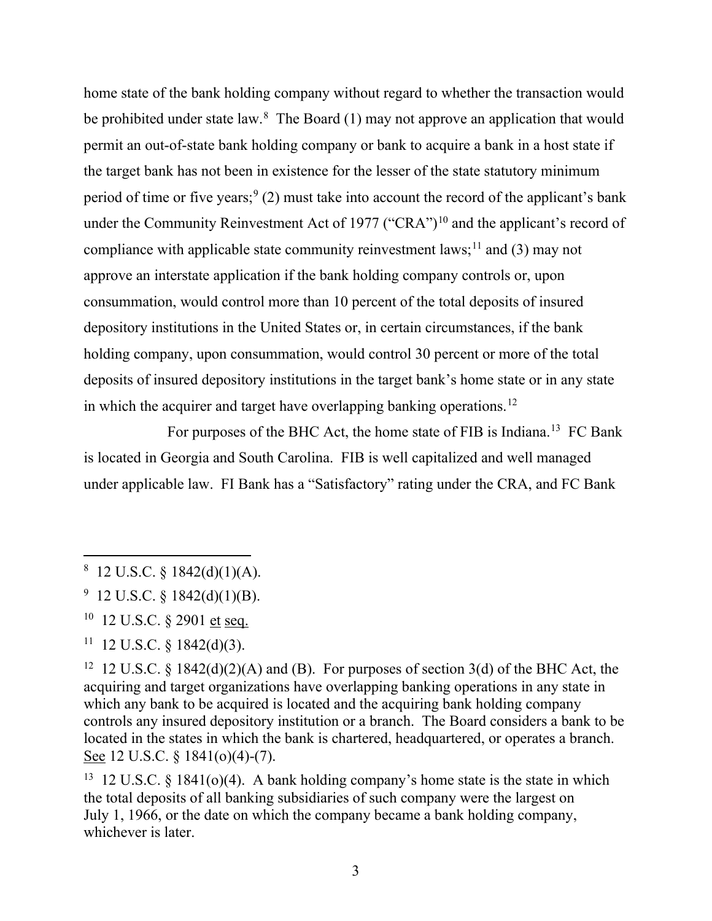home state of the bank holding company without regard to whether the transaction would be prohibited under state law.[8] The Board (1) may not approve an application that would permit an out-of-state bank holding company or bank to acquire a bank in a host state if the target bank has not been in existence for the lesser of the state statutory minimum period of time or five years;[9] (2) must take into account the record of the applicant's bank under the Community Reinvestment Act of 1977 ("CRA")[10] and the applicant's record of compliance with applicable state community reinvestment laws;[11] and (3) may not approve an interstate application if the bank holding company controls or, upon consummation, would control more than 10 percent of the total deposits of insured depository institutions in the United States or, in certain circumstances, if the bank holding company, upon consummation, would control 30 percent or more of the total deposits of insured depository institutions in the target bank's home state or in any state in which the acquirer and target have overlapping banking operations.[12]

For purposes of the BHC Act, the home state of FIB is Indiana.[13] FC Bank is located in Georgia and South Carolina. FIB is well capitalized and well managed under applicable law. FI Bank has a "Satisfactory" rating under the CRA, and FC Bank

---

[8] 12 U.S.C. § 1842(d)(1)(A).

[9] 12 U.S.C. § 1842(d)(1)(B).

[10] 12 U.S.C. § 2901 et seq.

[11] 12 U.S.C. § 1842(d)(3).

[12] 12 U.S.C. § 1842(d)(2)(A) and (B). For purposes of section 3(d) of the BHC Act, the acquiring and target organizations have overlapping banking operations in any state in which any bank to be acquired is located and the acquiring bank holding company controls any insured depository institution or a branch. The Board considers a bank to be located in the states in which the bank is chartered, headquartered, or operates a branch. See 12 U.S.C. § 1841(o)(4)-(7).

[13] 12 U.S.C. § 1841(o)(4). A bank holding company's home state is the state in which the total deposits of all banking subsidiaries of such company were the largest on July 1, 1966, or the date on which the company became a bank holding company, whichever is later.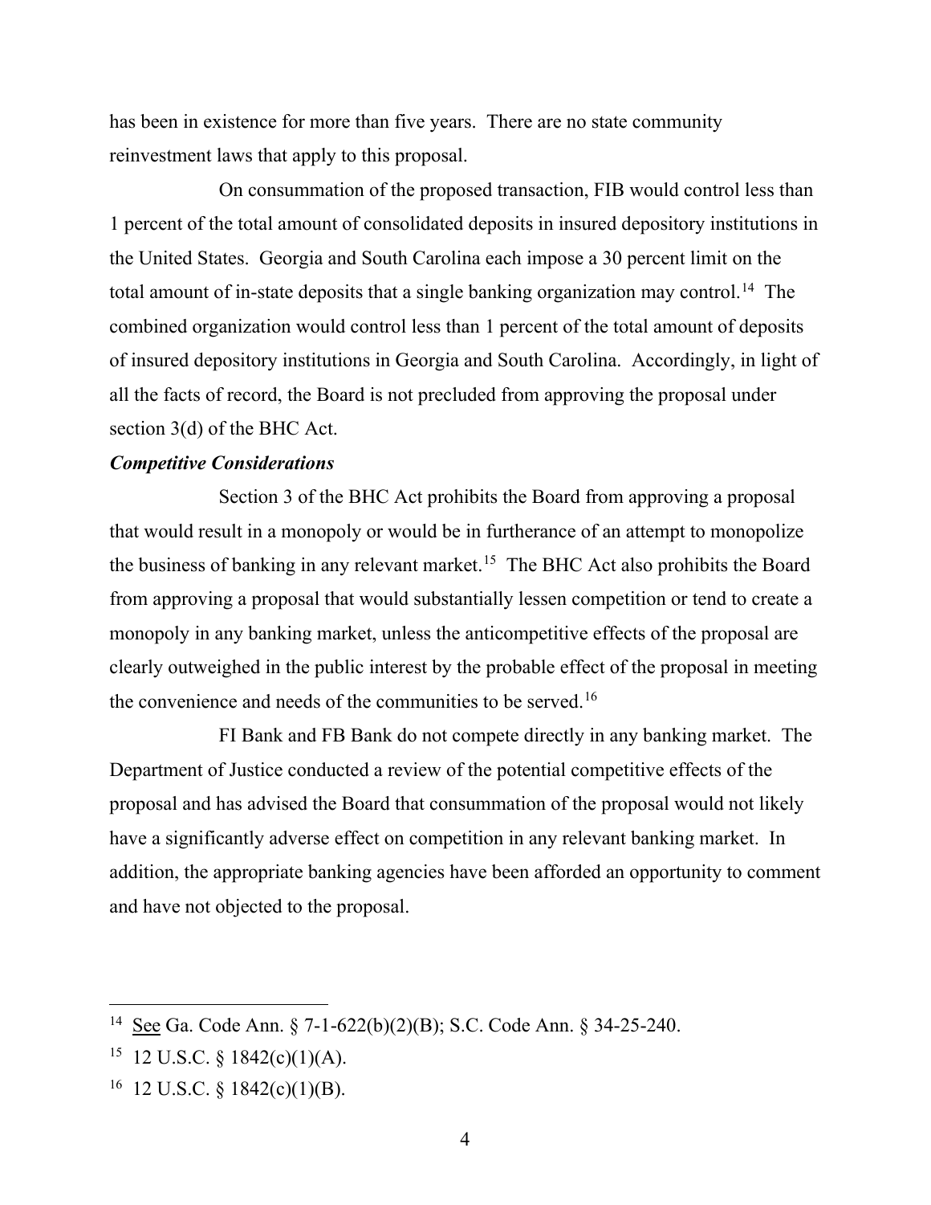has been in existence for more than five years. There are no state community reinvestment laws that apply to this proposal.

On consummation of the proposed transaction, FIB would control less than 1 percent of the total amount of consolidated deposits in insured depository institutions in the United States. Georgia and South Carolina each impose a 30 percent limit on the total amount of in-state deposits that a single banking organization may control.[14] The combined organization would control less than 1 percent of the total amount of deposits of insured depository institutions in Georgia and South Carolina. Accordingly, in light of all the facts of record, the Board is not precluded from approving the proposal under section 3(d) of the BHC Act.

***Competitive Considerations***

Section 3 of the BHC Act prohibits the Board from approving a proposal that would result in a monopoly or would be in furtherance of an attempt to monopolize the business of banking in any relevant market.[15] The BHC Act also prohibits the Board from approving a proposal that would substantially lessen competition or tend to create a monopoly in any banking market, unless the anticompetitive effects of the proposal are clearly outweighed in the public interest by the probable effect of the proposal in meeting the convenience and needs of the communities to be served.[16]

FI Bank and FB Bank do not compete directly in any banking market. The Department of Justice conducted a review of the potential competitive effects of the proposal and has advised the Board that consummation of the proposal would not likely have a significantly adverse effect on competition in any relevant banking market. In addition, the appropriate banking agencies have been afforded an opportunity to comment and have not objected to the proposal.

---

[14] See Ga. Code Ann. § 7-1-622(b)(2)(B); S.C. Code Ann. § 34-25-240.

[15] 12 U.S.C. § 1842(c)(1)(A).

[16] 12 U.S.C. § 1842(c)(1)(B).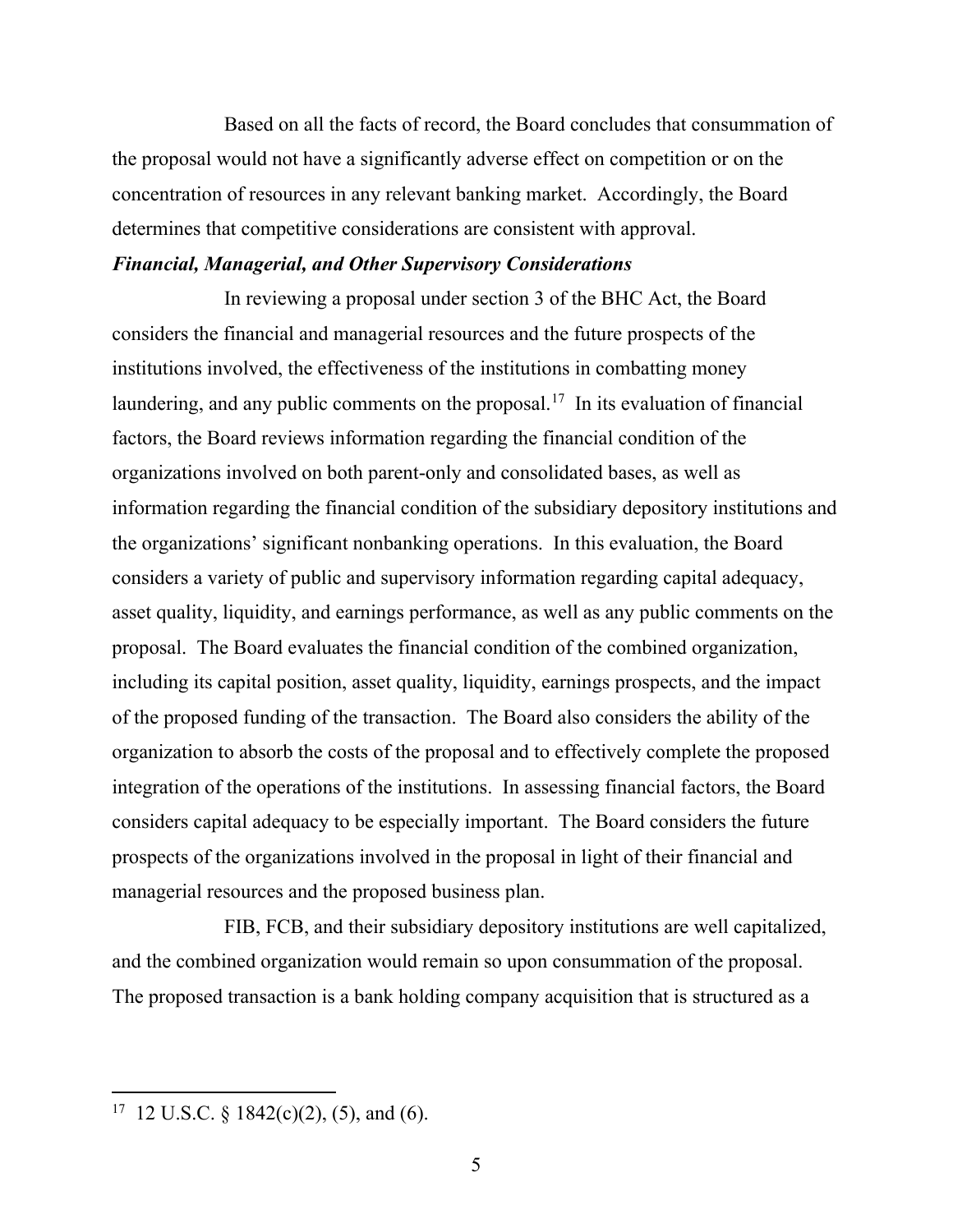Based on all the facts of record, the Board concludes that consummation of the proposal would not have a significantly adverse effect on competition or on the concentration of resources in any relevant banking market. Accordingly, the Board determines that competitive considerations are consistent with approval.

***Financial, Managerial, and Other Supervisory Considerations***

In reviewing a proposal under section 3 of the BHC Act, the Board considers the financial and managerial resources and the future prospects of the institutions involved, the effectiveness of the institutions in combatting money laundering, and any public comments on the proposal.[17] In its evaluation of financial factors, the Board reviews information regarding the financial condition of the organizations involved on both parent-only and consolidated bases, as well as information regarding the financial condition of the subsidiary depository institutions and the organizations' significant nonbanking operations. In this evaluation, the Board considers a variety of public and supervisory information regarding capital adequacy, asset quality, liquidity, and earnings performance, as well as any public comments on the proposal. The Board evaluates the financial condition of the combined organization, including its capital position, asset quality, liquidity, earnings prospects, and the impact of the proposed funding of the transaction. The Board also considers the ability of the organization to absorb the costs of the proposal and to effectively complete the proposed integration of the operations of the institutions. In assessing financial factors, the Board considers capital adequacy to be especially important. The Board considers the future prospects of the organizations involved in the proposal in light of their financial and managerial resources and the proposed business plan.

FIB, FCB, and their subsidiary depository institutions are well capitalized, and the combined organization would remain so upon consummation of the proposal. The proposed transaction is a bank holding company acquisition that is structured as a

---

[17] 12 U.S.C. § 1842(c)(2), (5), and (6).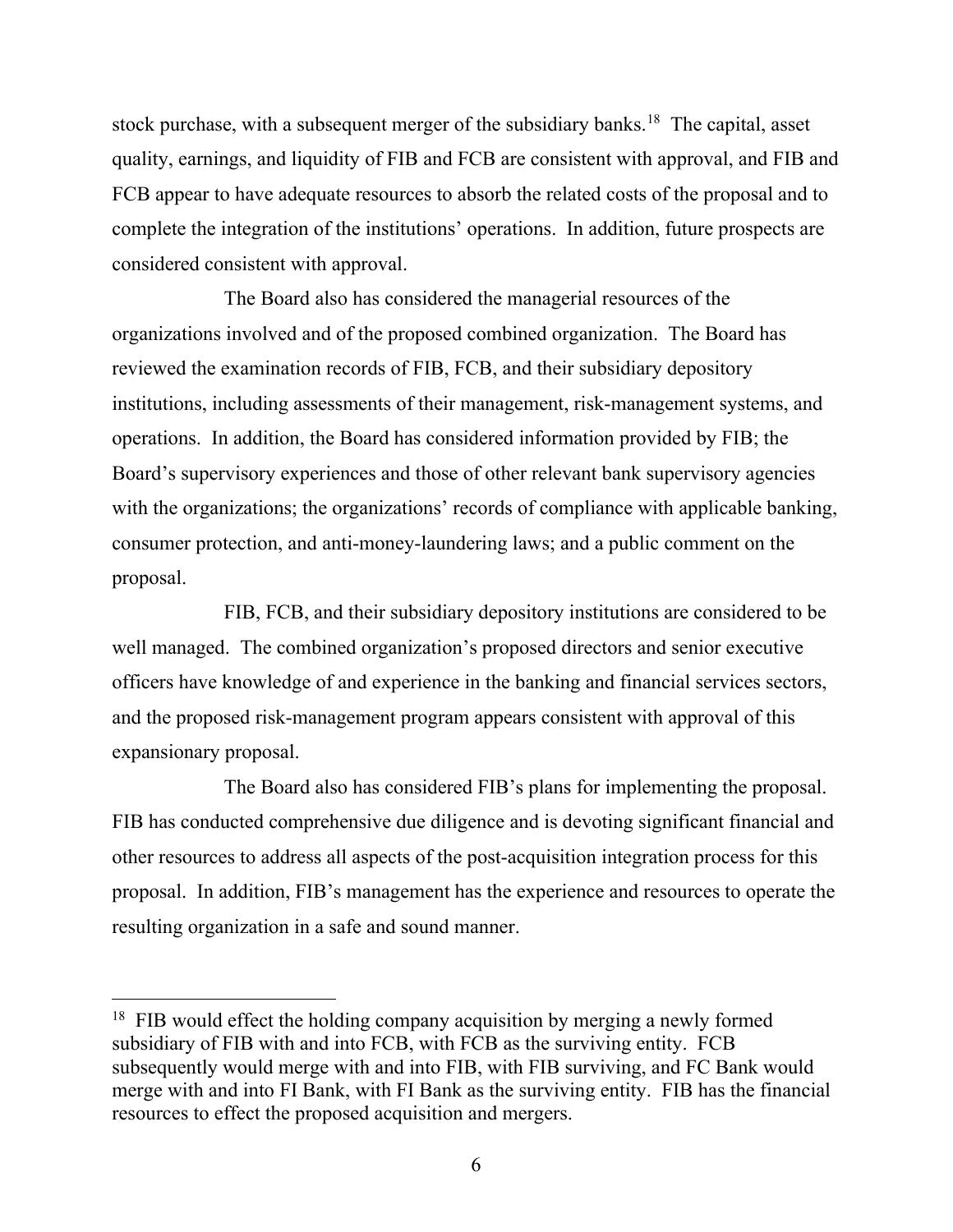stock purchase, with a subsequent merger of the subsidiary banks.[18] The capital, asset quality, earnings, and liquidity of FIB and FCB are consistent with approval, and FIB and FCB appear to have adequate resources to absorb the related costs of the proposal and to complete the integration of the institutions' operations. In addition, future prospects are considered consistent with approval.

The Board also has considered the managerial resources of the organizations involved and of the proposed combined organization. The Board has reviewed the examination records of FIB, FCB, and their subsidiary depository institutions, including assessments of their management, risk-management systems, and operations. In addition, the Board has considered information provided by FIB; the Board's supervisory experiences and those of other relevant bank supervisory agencies with the organizations; the organizations' records of compliance with applicable banking, consumer protection, and anti-money-laundering laws; and a public comment on the proposal.

FIB, FCB, and their subsidiary depository institutions are considered to be well managed. The combined organization's proposed directors and senior executive officers have knowledge of and experience in the banking and financial services sectors, and the proposed risk-management program appears consistent with approval of this expansionary proposal.

The Board also has considered FIB's plans for implementing the proposal. FIB has conducted comprehensive due diligence and is devoting significant financial and other resources to address all aspects of the post-acquisition integration process for this proposal. In addition, FIB's management has the experience and resources to operate the resulting organization in a safe and sound manner.

---

[18] FIB would effect the holding company acquisition by merging a newly formed subsidiary of FIB with and into FCB, with FCB as the surviving entity. FCB subsequently would merge with and into FIB, with FIB surviving, and FC Bank would merge with and into FI Bank, with FI Bank as the surviving entity. FIB has the financial resources to effect the proposed acquisition and mergers.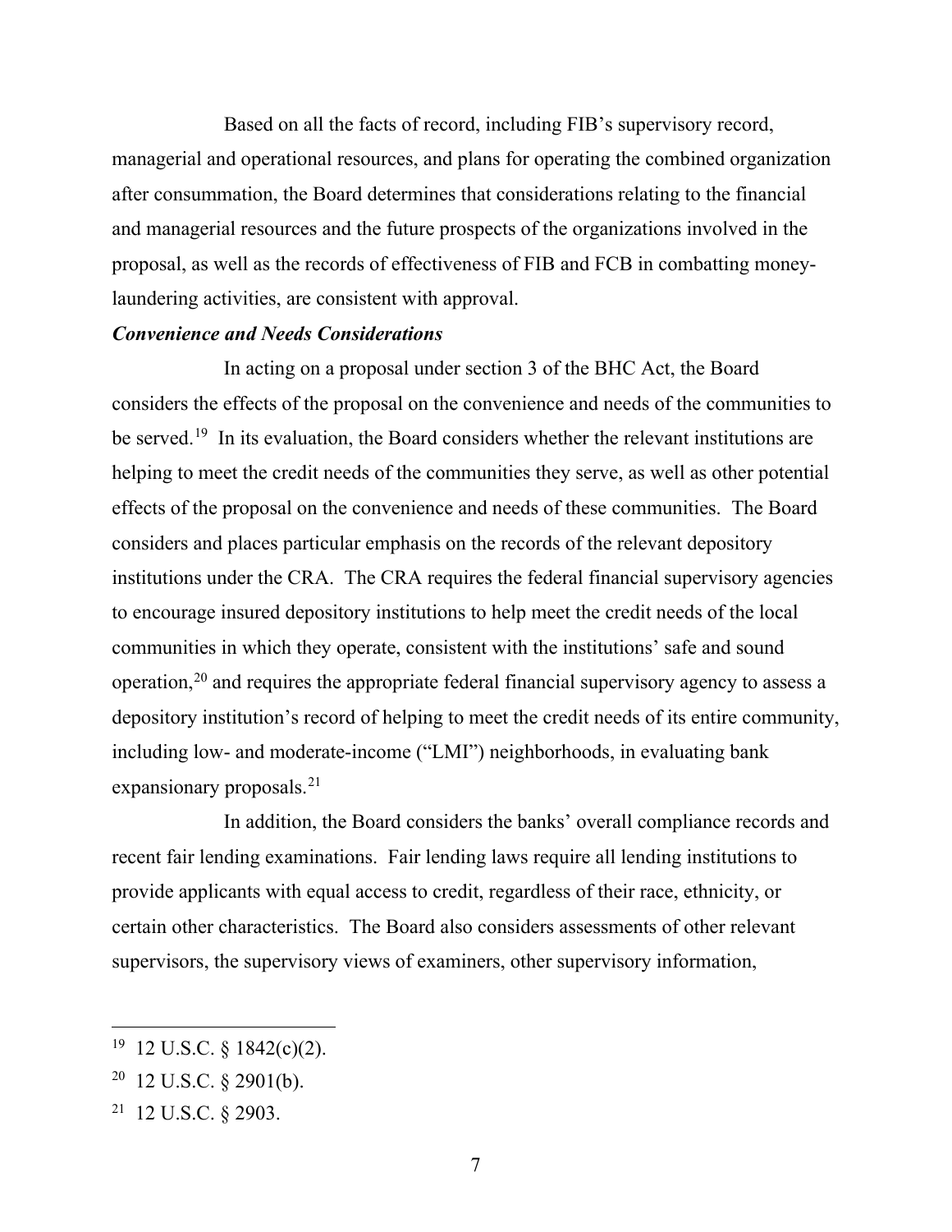Based on all the facts of record, including FIB's supervisory record, managerial and operational resources, and plans for operating the combined organization after consummation, the Board determines that considerations relating to the financial and managerial resources and the future prospects of the organizations involved in the proposal, as well as the records of effectiveness of FIB and FCB in combatting money-laundering activities, are consistent with approval.

***Convenience and Needs Considerations***

In acting on a proposal under section 3 of the BHC Act, the Board considers the effects of the proposal on the convenience and needs of the communities to be served.[19] In its evaluation, the Board considers whether the relevant institutions are helping to meet the credit needs of the communities they serve, as well as other potential effects of the proposal on the convenience and needs of these communities. The Board considers and places particular emphasis on the records of the relevant depository institutions under the CRA. The CRA requires the federal financial supervisory agencies to encourage insured depository institutions to help meet the credit needs of the local communities in which they operate, consistent with the institutions' safe and sound operation,[20] and requires the appropriate federal financial supervisory agency to assess a depository institution's record of helping to meet the credit needs of its entire community, including low- and moderate-income ("LMI") neighborhoods, in evaluating bank expansionary proposals.[21]

In addition, the Board considers the banks' overall compliance records and recent fair lending examinations. Fair lending laws require all lending institutions to provide applicants with equal access to credit, regardless of their race, ethnicity, or certain other characteristics. The Board also considers assessments of other relevant supervisors, the supervisory views of examiners, other supervisory information,

---

[19] 12 U.S.C. § 1842(c)(2).

[20] 12 U.S.C. § 2901(b).

[21] 12 U.S.C. § 2903.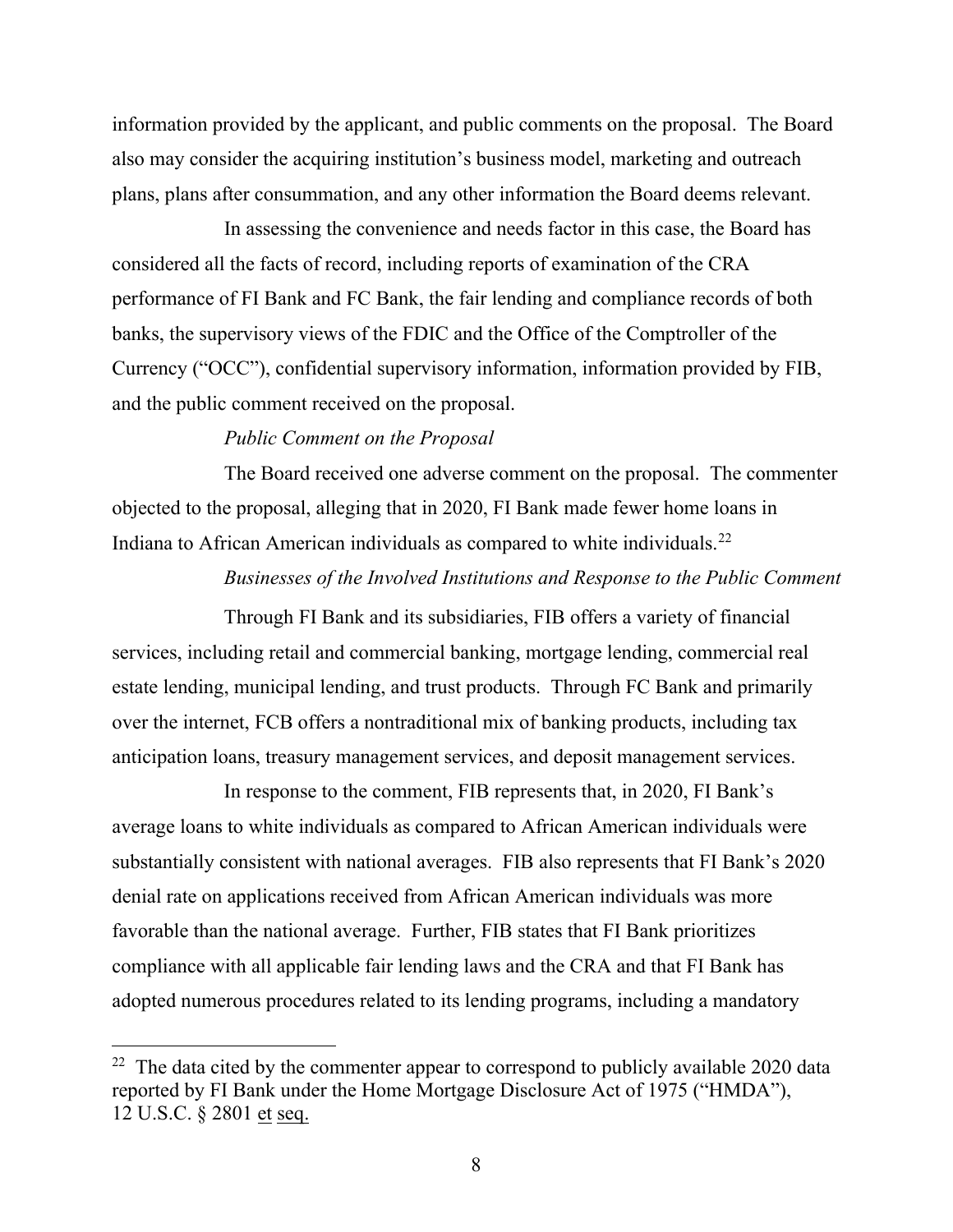information provided by the applicant, and public comments on the proposal. The Board also may consider the acquiring institution's business model, marketing and outreach plans, plans after consummation, and any other information the Board deems relevant.

In assessing the convenience and needs factor in this case, the Board has considered all the facts of record, including reports of examination of the CRA performance of FI Bank and FC Bank, the fair lending and compliance records of both banks, the supervisory views of the FDIC and the Office of the Comptroller of the Currency ("OCC"), confidential supervisory information, information provided by FIB, and the public comment received on the proposal.

*Public Comment on the Proposal*

The Board received one adverse comment on the proposal. The commenter objected to the proposal, alleging that in 2020, FI Bank made fewer home loans in Indiana to African American individuals as compared to white individuals.[22]

*Businesses of the Involved Institutions and Response to the Public Comment*

Through FI Bank and its subsidiaries, FIB offers a variety of financial services, including retail and commercial banking, mortgage lending, commercial real estate lending, municipal lending, and trust products. Through FC Bank and primarily over the internet, FCB offers a nontraditional mix of banking products, including tax anticipation loans, treasury management services, and deposit management services.

In response to the comment, FIB represents that, in 2020, FI Bank's average loans to white individuals as compared to African American individuals were substantially consistent with national averages. FIB also represents that FI Bank's 2020 denial rate on applications received from African American individuals was more favorable than the national average. Further, FIB states that FI Bank prioritizes compliance with all applicable fair lending laws and the CRA and that FI Bank has adopted numerous procedures related to its lending programs, including a mandatory

---

[22] The data cited by the commenter appear to correspond to publicly available 2020 data reported by FI Bank under the Home Mortgage Disclosure Act of 1975 ("HMDA"), 12 U.S.C. § 2801 et seq.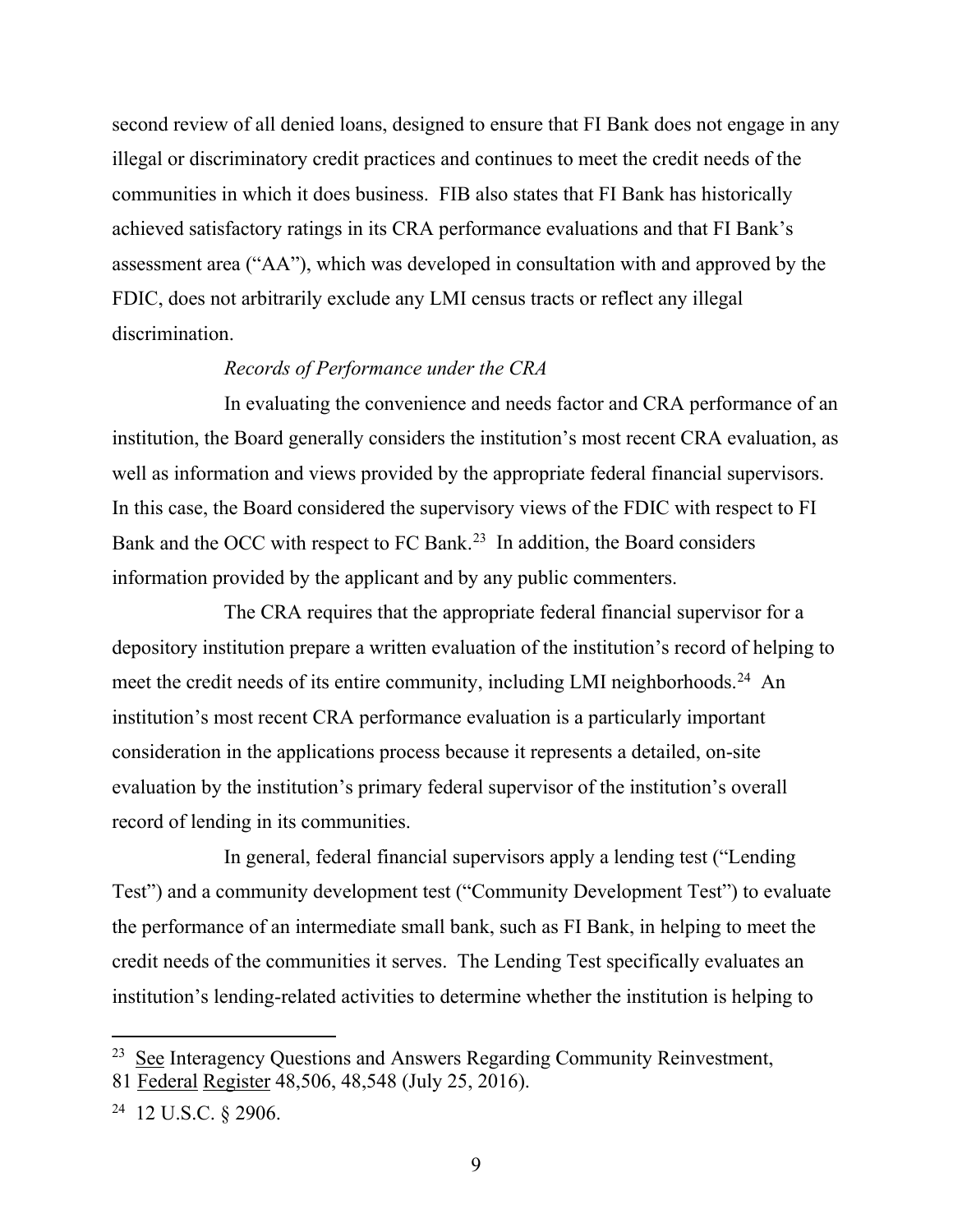second review of all denied loans, designed to ensure that FI Bank does not engage in any illegal or discriminatory credit practices and continues to meet the credit needs of the communities in which it does business. FIB also states that FI Bank has historically achieved satisfactory ratings in its CRA performance evaluations and that FI Bank's assessment area ("AA"), which was developed in consultation with and approved by the FDIC, does not arbitrarily exclude any LMI census tracts or reflect any illegal discrimination.

*Records of Performance under the CRA*

In evaluating the convenience and needs factor and CRA performance of an institution, the Board generally considers the institution's most recent CRA evaluation, as well as information and views provided by the appropriate federal financial supervisors. In this case, the Board considered the supervisory views of the FDIC with respect to FI Bank and the OCC with respect to FC Bank.[23] In addition, the Board considers information provided by the applicant and by any public commenters.

The CRA requires that the appropriate federal financial supervisor for a depository institution prepare a written evaluation of the institution's record of helping to meet the credit needs of its entire community, including LMI neighborhoods.[24] An institution's most recent CRA performance evaluation is a particularly important consideration in the applications process because it represents a detailed, on-site evaluation by the institution's primary federal supervisor of the institution's overall record of lending in its communities.

In general, federal financial supervisors apply a lending test ("Lending Test") and a community development test ("Community Development Test") to evaluate the performance of an intermediate small bank, such as FI Bank, in helping to meet the credit needs of the communities it serves. The Lending Test specifically evaluates an institution's lending-related activities to determine whether the institution is helping to

---

[23] See Interagency Questions and Answers Regarding Community Reinvestment, 81 Federal Register 48,506, 48,548 (July 25, 2016).

[24] 12 U.S.C. § 2906.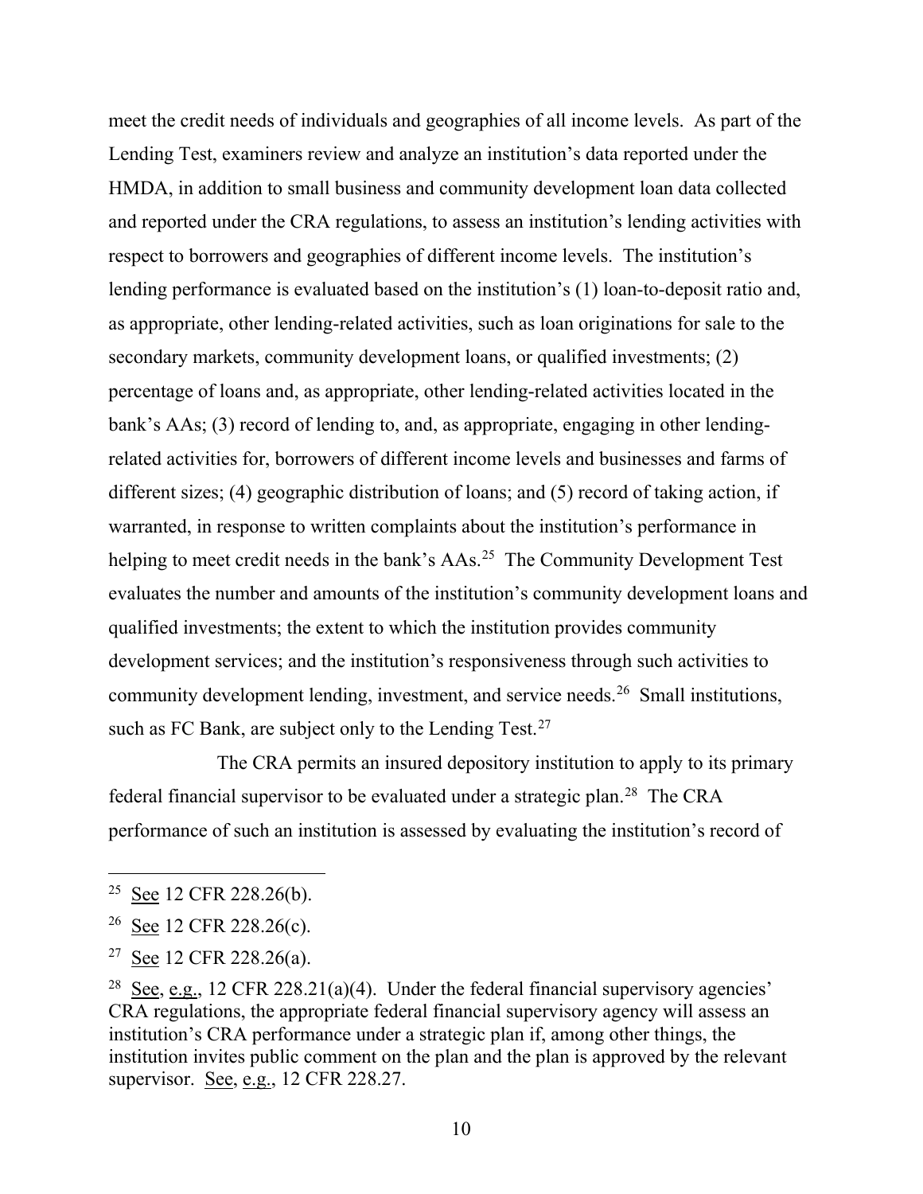meet the credit needs of individuals and geographies of all income levels. As part of the Lending Test, examiners review and analyze an institution's data reported under the HMDA, in addition to small business and community development loan data collected and reported under the CRA regulations, to assess an institution's lending activities with respect to borrowers and geographies of different income levels. The institution's lending performance is evaluated based on the institution's (1) loan-to-deposit ratio and, as appropriate, other lending-related activities, such as loan originations for sale to the secondary markets, community development loans, or qualified investments; (2) percentage of loans and, as appropriate, other lending-related activities located in the bank's AAs; (3) record of lending to, and, as appropriate, engaging in other lending-related activities for, borrowers of different income levels and businesses and farms of different sizes; (4) geographic distribution of loans; and (5) record of taking action, if warranted, in response to written complaints about the institution's performance in helping to meet credit needs in the bank's AAs.[25] The Community Development Test evaluates the number and amounts of the institution's community development loans and qualified investments; the extent to which the institution provides community development services; and the institution's responsiveness through such activities to community development lending, investment, and service needs.[26] Small institutions, such as FC Bank, are subject only to the Lending Test.[27]

The CRA permits an insured depository institution to apply to its primary federal financial supervisor to be evaluated under a strategic plan.[28] The CRA performance of such an institution is assessed by evaluating the institution's record of

---

[25] See 12 CFR 228.26(b).

[26] See 12 CFR 228.26(c).

[27] See 12 CFR 228.26(a).

[28] See, e.g., 12 CFR 228.21(a)(4). Under the federal financial supervisory agencies' CRA regulations, the appropriate federal financial supervisory agency will assess an institution's CRA performance under a strategic plan if, among other things, the institution invites public comment on the plan and the plan is approved by the relevant supervisor. See, e.g., 12 CFR 228.27.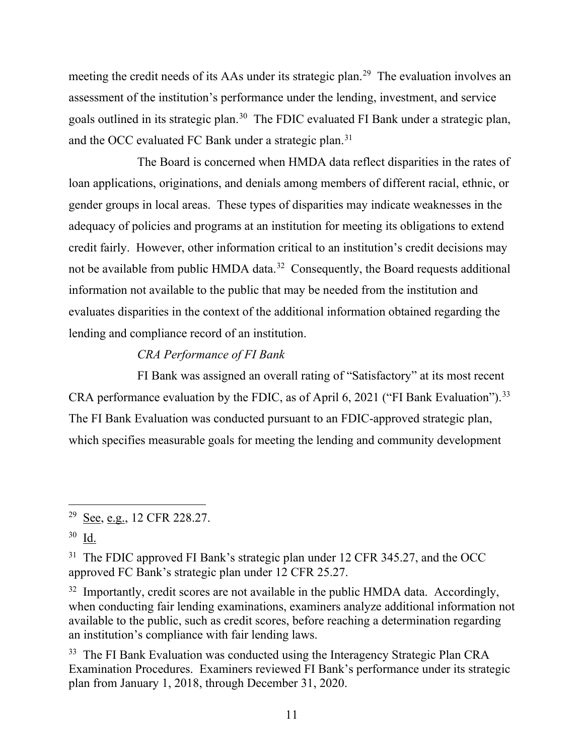meeting the credit needs of its AAs under its strategic plan.[29] The evaluation involves an assessment of the institution's performance under the lending, investment, and service goals outlined in its strategic plan.[30] The FDIC evaluated FI Bank under a strategic plan, and the OCC evaluated FC Bank under a strategic plan.[31]

The Board is concerned when HMDA data reflect disparities in the rates of loan applications, originations, and denials among members of different racial, ethnic, or gender groups in local areas. These types of disparities may indicate weaknesses in the adequacy of policies and programs at an institution for meeting its obligations to extend credit fairly. However, other information critical to an institution's credit decisions may not be available from public HMDA data.[32] Consequently, the Board requests additional information not available to the public that may be needed from the institution and evaluates disparities in the context of the additional information obtained regarding the lending and compliance record of an institution.

*CRA Performance of FI Bank*

FI Bank was assigned an overall rating of "Satisfactory" at its most recent CRA performance evaluation by the FDIC, as of April 6, 2021 ("FI Bank Evaluation").[33] The FI Bank Evaluation was conducted pursuant to an FDIC-approved strategic plan, which specifies measurable goals for meeting the lending and community development

---

[29] See, e.g., 12 CFR 228.27.

[30] Id.

[31] The FDIC approved FI Bank's strategic plan under 12 CFR 345.27, and the OCC approved FC Bank's strategic plan under 12 CFR 25.27.

[32] Importantly, credit scores are not available in the public HMDA data. Accordingly, when conducting fair lending examinations, examiners analyze additional information not available to the public, such as credit scores, before reaching a determination regarding an institution's compliance with fair lending laws.

[33] The FI Bank Evaluation was conducted using the Interagency Strategic Plan CRA Examination Procedures. Examiners reviewed FI Bank's performance under its strategic plan from January 1, 2018, through December 31, 2020.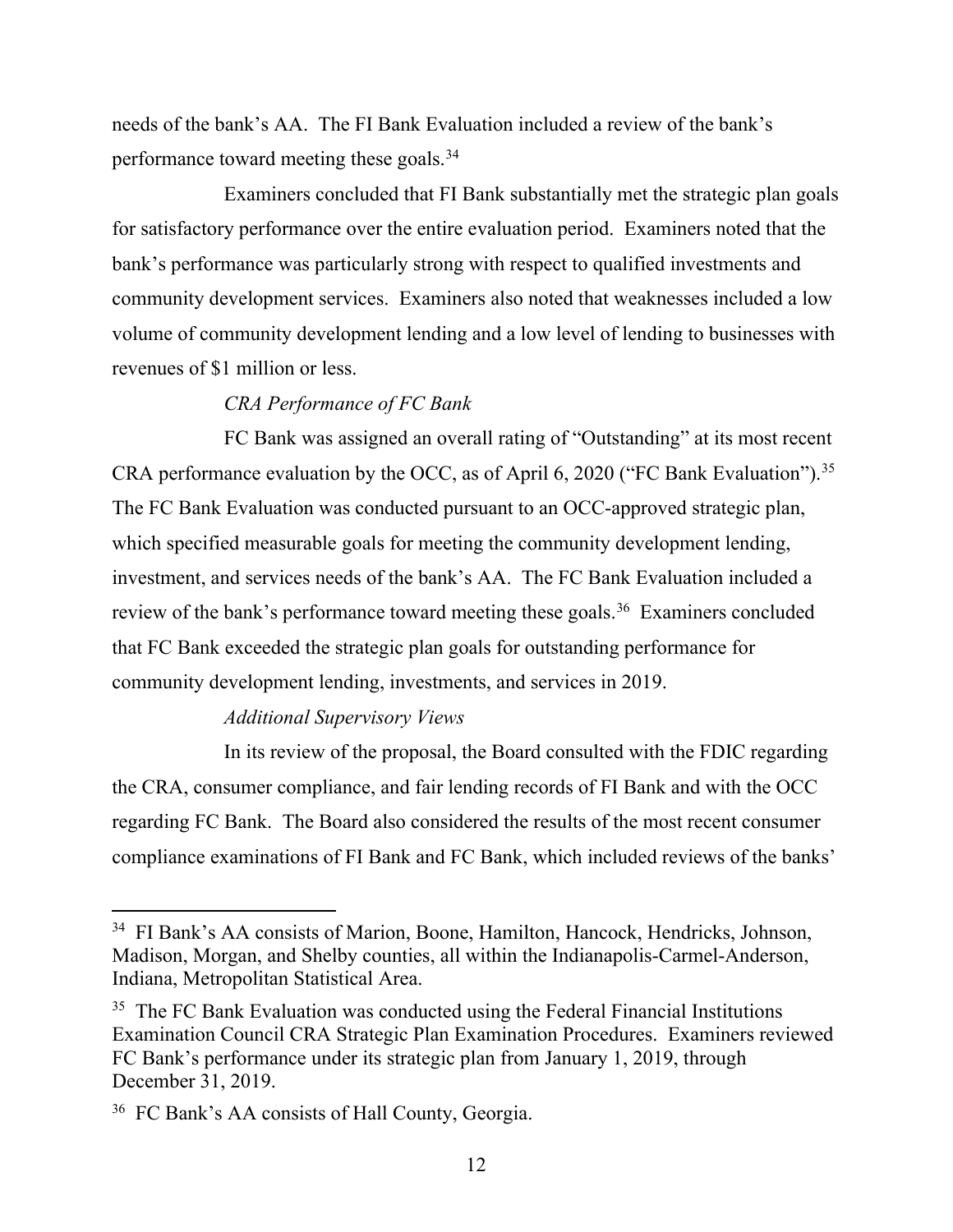needs of the bank's AA. The FI Bank Evaluation included a review of the bank's performance toward meeting these goals.[34]

Examiners concluded that FI Bank substantially met the strategic plan goals for satisfactory performance over the entire evaluation period. Examiners noted that the bank's performance was particularly strong with respect to qualified investments and community development services. Examiners also noted that weaknesses included a low volume of community development lending and a low level of lending to businesses with revenues of $1 million or less.

*CRA Performance of FC Bank*

FC Bank was assigned an overall rating of "Outstanding" at its most recent CRA performance evaluation by the OCC, as of April 6, 2020 ("FC Bank Evaluation").[35] The FC Bank Evaluation was conducted pursuant to an OCC-approved strategic plan, which specified measurable goals for meeting the community development lending, investment, and services needs of the bank's AA. The FC Bank Evaluation included a review of the bank's performance toward meeting these goals.[36] Examiners concluded that FC Bank exceeded the strategic plan goals for outstanding performance for community development lending, investments, and services in 2019.

*Additional Supervisory Views*

In its review of the proposal, the Board consulted with the FDIC regarding the CRA, consumer compliance, and fair lending records of FI Bank and with the OCC regarding FC Bank. The Board also considered the results of the most recent consumer compliance examinations of FI Bank and FC Bank, which included reviews of the banks'

---

[34] FI Bank's AA consists of Marion, Boone, Hamilton, Hancock, Hendricks, Johnson, Madison, Morgan, and Shelby counties, all within the Indianapolis-Carmel-Anderson, Indiana, Metropolitan Statistical Area.

[35] The FC Bank Evaluation was conducted using the Federal Financial Institutions Examination Council CRA Strategic Plan Examination Procedures. Examiners reviewed FC Bank's performance under its strategic plan from January 1, 2019, through December 31, 2019.

[36] FC Bank's AA consists of Hall County, Georgia.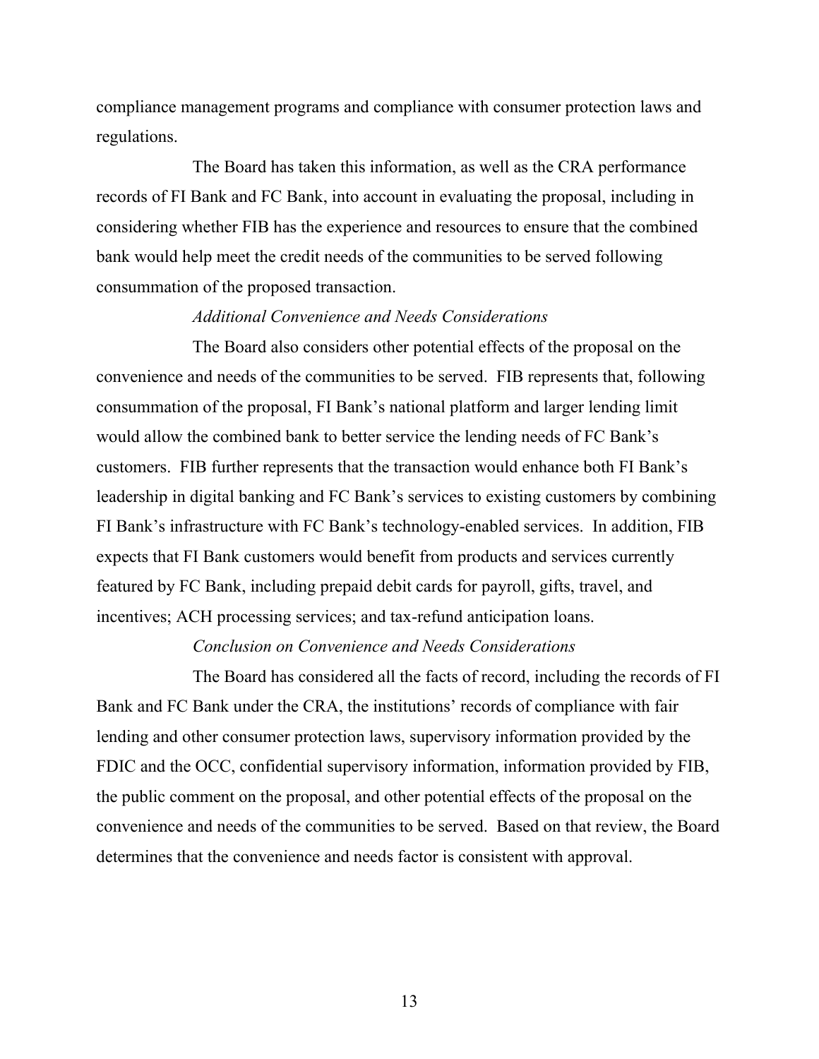compliance management programs and compliance with consumer protection laws and regulations.

The Board has taken this information, as well as the CRA performance records of FI Bank and FC Bank, into account in evaluating the proposal, including in considering whether FIB has the experience and resources to ensure that the combined bank would help meet the credit needs of the communities to be served following consummation of the proposed transaction.

*Additional Convenience and Needs Considerations*

The Board also considers other potential effects of the proposal on the convenience and needs of the communities to be served. FIB represents that, following consummation of the proposal, FI Bank's national platform and larger lending limit would allow the combined bank to better service the lending needs of FC Bank's customers. FIB further represents that the transaction would enhance both FI Bank's leadership in digital banking and FC Bank's services to existing customers by combining FI Bank's infrastructure with FC Bank's technology-enabled services. In addition, FIB expects that FI Bank customers would benefit from products and services currently featured by FC Bank, including prepaid debit cards for payroll, gifts, travel, and incentives; ACH processing services; and tax-refund anticipation loans.

*Conclusion on Convenience and Needs Considerations*

The Board has considered all the facts of record, including the records of FI Bank and FC Bank under the CRA, the institutions' records of compliance with fair lending and other consumer protection laws, supervisory information provided by the FDIC and the OCC, confidential supervisory information, information provided by FIB, the public comment on the proposal, and other potential effects of the proposal on the convenience and needs of the communities to be served. Based on that review, the Board determines that the convenience and needs factor is consistent with approval.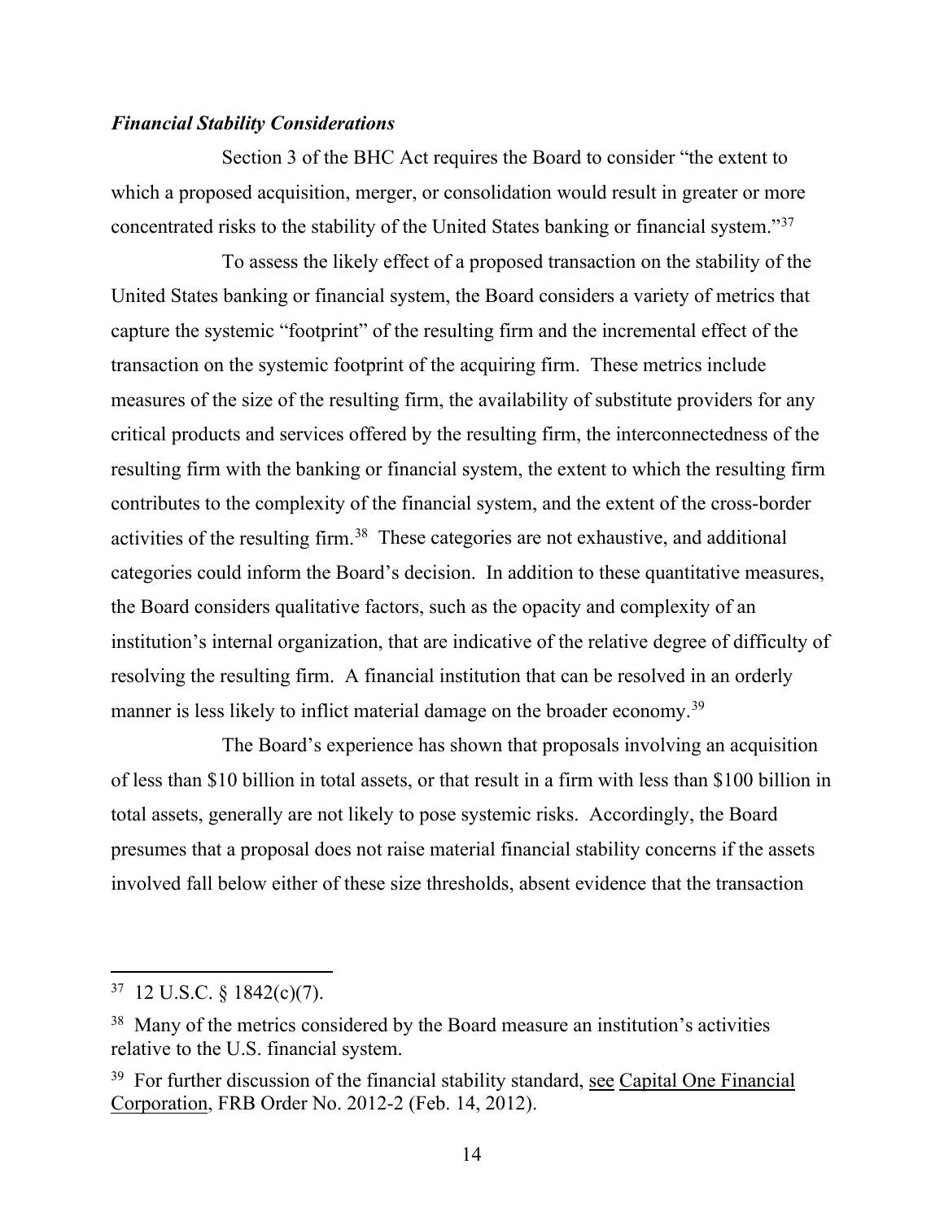***Financial Stability Considerations***

Section 3 of the BHC Act requires the Board to consider "the extent to which a proposed acquisition, merger, or consolidation would result in greater or more concentrated risks to the stability of the United States banking or financial system."[37]

To assess the likely effect of a proposed transaction on the stability of the United States banking or financial system, the Board considers a variety of metrics that capture the systemic "footprint" of the resulting firm and the incremental effect of the transaction on the systemic footprint of the acquiring firm. These metrics include measures of the size of the resulting firm, the availability of substitute providers for any critical products and services offered by the resulting firm, the interconnectedness of the resulting firm with the banking or financial system, the extent to which the resulting firm contributes to the complexity of the financial system, and the extent of the cross-border activities of the resulting firm.[38] These categories are not exhaustive, and additional categories could inform the Board's decision. In addition to these quantitative measures, the Board considers qualitative factors, such as the opacity and complexity of an institution's internal organization, that are indicative of the relative degree of difficulty of resolving the resulting firm. A financial institution that can be resolved in an orderly manner is less likely to inflict material damage on the broader economy.[39]

The Board's experience has shown that proposals involving an acquisition of less than $10 billion in total assets, or that result in a firm with less than $100 billion in total assets, generally are not likely to pose systemic risks. Accordingly, the Board presumes that a proposal does not raise material financial stability concerns if the assets involved fall below either of these size thresholds, absent evidence that the transaction

---

[37] 12 U.S.C. § 1842(c)(7).

[38] Many of the metrics considered by the Board measure an institution's activities relative to the U.S. financial system.

[39] For further discussion of the financial stability standard, see Capital One Financial Corporation, FRB Order No. 2012-2 (Feb. 14, 2012).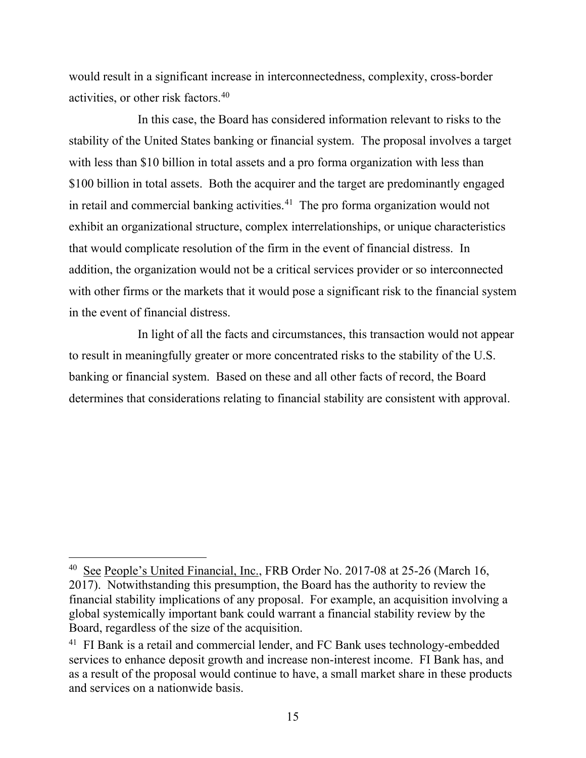would result in a significant increase in interconnectedness, complexity, cross-border activities, or other risk factors.[40]

In this case, the Board has considered information relevant to risks to the stability of the United States banking or financial system. The proposal involves a target with less than $10 billion in total assets and a pro forma organization with less than $100 billion in total assets. Both the acquirer and the target are predominantly engaged in retail and commercial banking activities.[41] The pro forma organization would not exhibit an organizational structure, complex interrelationships, or unique characteristics that would complicate resolution of the firm in the event of financial distress. In addition, the organization would not be a critical services provider or so interconnected with other firms or the markets that it would pose a significant risk to the financial system in the event of financial distress.

In light of all the facts and circumstances, this transaction would not appear to result in meaningfully greater or more concentrated risks to the stability of the U.S. banking or financial system. Based on these and all other facts of record, the Board determines that considerations relating to financial stability are consistent with approval.

---

[40] See People's United Financial, Inc., FRB Order No. 2017-08 at 25-26 (March 16, 2017). Notwithstanding this presumption, the Board has the authority to review the financial stability implications of any proposal. For example, an acquisition involving a global systemically important bank could warrant a financial stability review by the Board, regardless of the size of the acquisition.

[41] FI Bank is a retail and commercial lender, and FC Bank uses technology-embedded services to enhance deposit growth and increase non-interest income. FI Bank has, and as a result of the proposal would continue to have, a small market share in these products and services on a nationwide basis.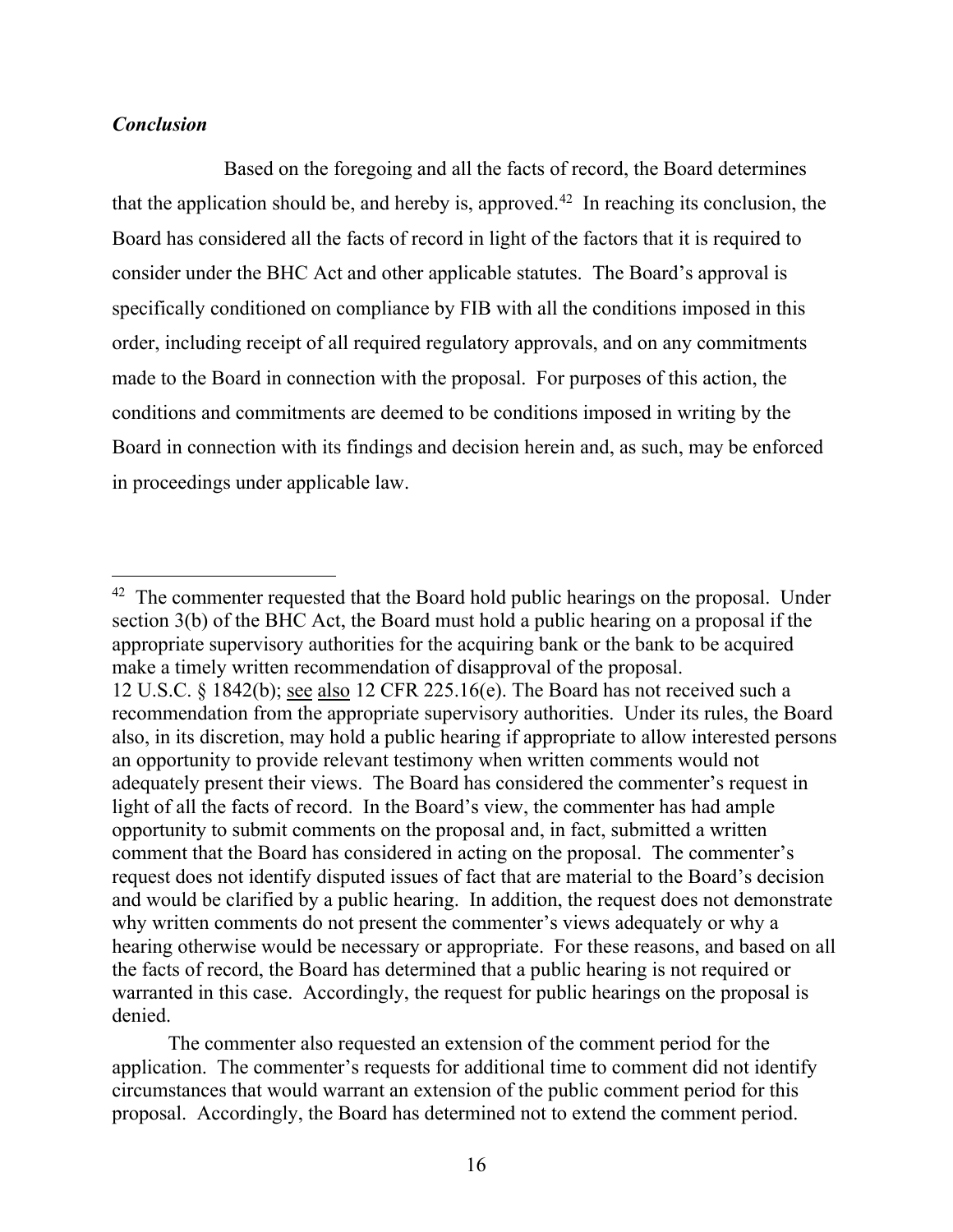***Conclusion***

Based on the foregoing and all the facts of record, the Board determines that the application should be, and hereby is, approved.[42] In reaching its conclusion, the Board has considered all the facts of record in light of the factors that it is required to consider under the BHC Act and other applicable statutes. The Board's approval is specifically conditioned on compliance by FIB with all the conditions imposed in this order, including receipt of all required regulatory approvals, and on any commitments made to the Board in connection with the proposal. For purposes of this action, the conditions and commitments are deemed to be conditions imposed in writing by the Board in connection with its findings and decision herein and, as such, may be enforced in proceedings under applicable law.

---

[42] The commenter requested that the Board hold public hearings on the proposal. Under section 3(b) of the BHC Act, the Board must hold a public hearing on a proposal if the appropriate supervisory authorities for the acquiring bank or the bank to be acquired make a timely written recommendation of disapproval of the proposal. 12 U.S.C. § 1842(b); see also 12 CFR 225.16(e). The Board has not received such a recommendation from the appropriate supervisory authorities. Under its rules, the Board also, in its discretion, may hold a public hearing if appropriate to allow interested persons an opportunity to provide relevant testimony when written comments would not adequately present their views. The Board has considered the commenter's request in light of all the facts of record. In the Board's view, the commenter has had ample opportunity to submit comments on the proposal and, in fact, submitted a written comment that the Board has considered in acting on the proposal. The commenter's request does not identify disputed issues of fact that are material to the Board's decision and would be clarified by a public hearing. In addition, the request does not demonstrate why written comments do not present the commenter's views adequately or why a hearing otherwise would be necessary or appropriate. For these reasons, and based on all the facts of record, the Board has determined that a public hearing is not required or warranted in this case. Accordingly, the request for public hearings on the proposal is denied.

The commenter also requested an extension of the comment period for the application. The commenter's requests for additional time to comment did not identify circumstances that would warrant an extension of the public comment period for this proposal. Accordingly, the Board has determined not to extend the comment period.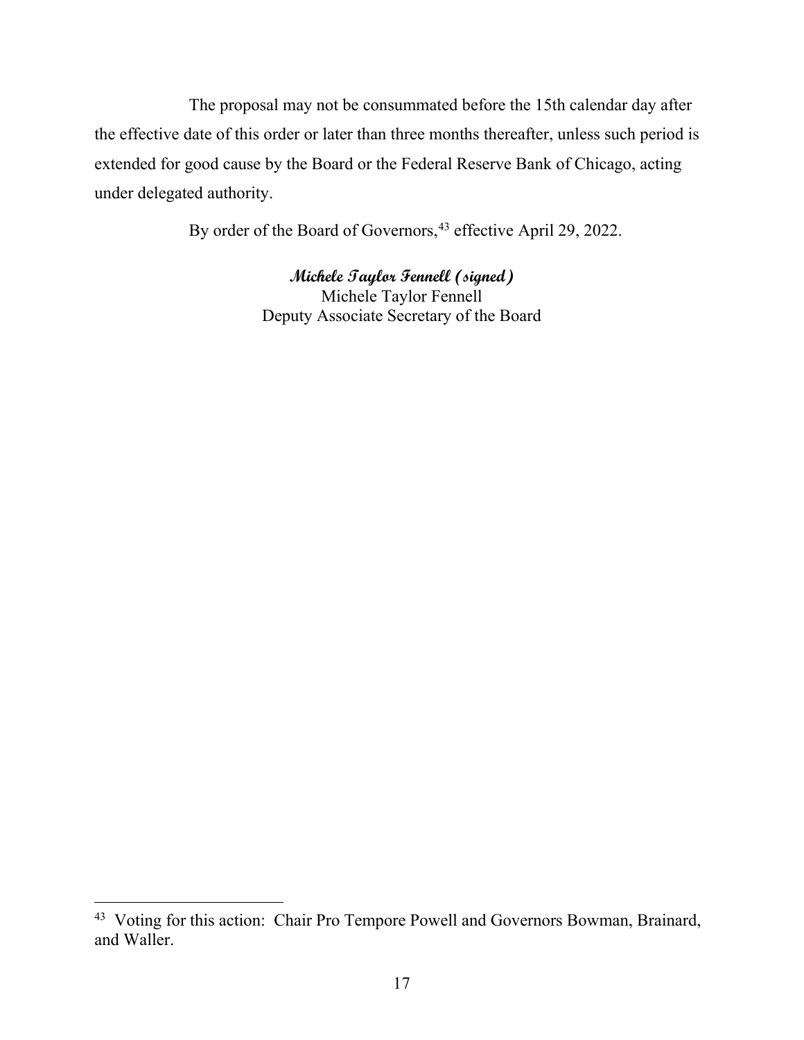The proposal may not be consummated before the 15th calendar day after the effective date of this order or later than three months thereafter, unless such period is extended for good cause by the Board or the Federal Reserve Bank of Chicago, acting under delegated authority.

By order of the Board of Governors,[43] effective April 29, 2022.

***Michele Taylor Fennell (signed)***
Michele Taylor Fennell
Deputy Associate Secretary of the Board

---

[43] Voting for this action: Chair Pro Tempore Powell and Governors Bowman, Brainard, and Waller.